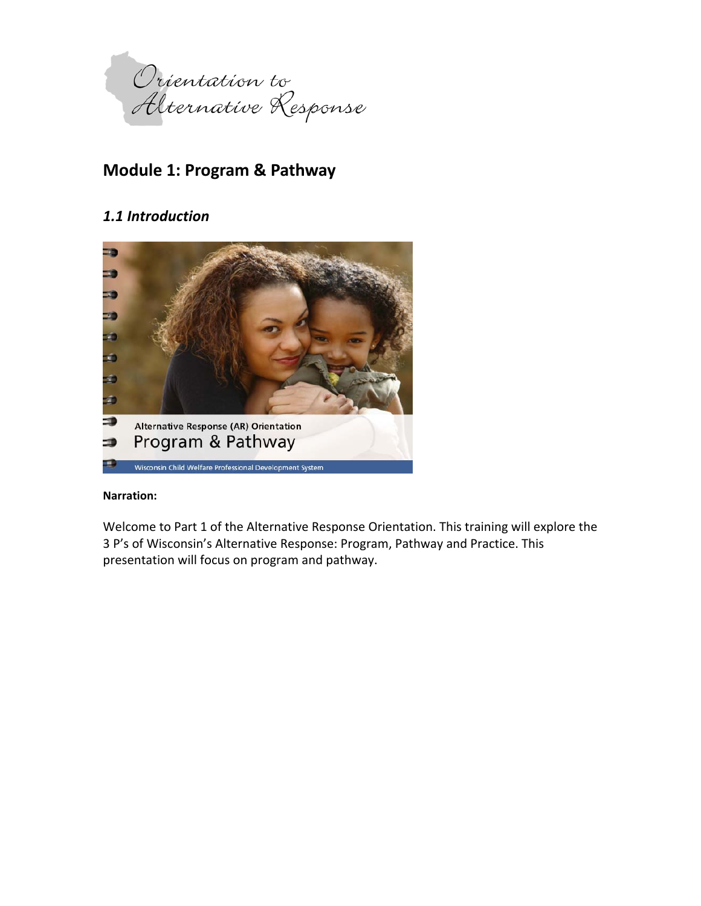Orientation to Alternative Response

# Module 1: Program & Pathway

## *1.1 Introduction*

Alternative Response (AR) Orientation

Program & Pathway

Wisconsin Child Welfare Professional Development System

**Narration:**

Welcome to Part 1 of the Alternative Response Orientation. This training will explore the 3 P's of Wisconsin's Alternative Response: Program, Pathway and Practice. This presentation will focus on program and pathway.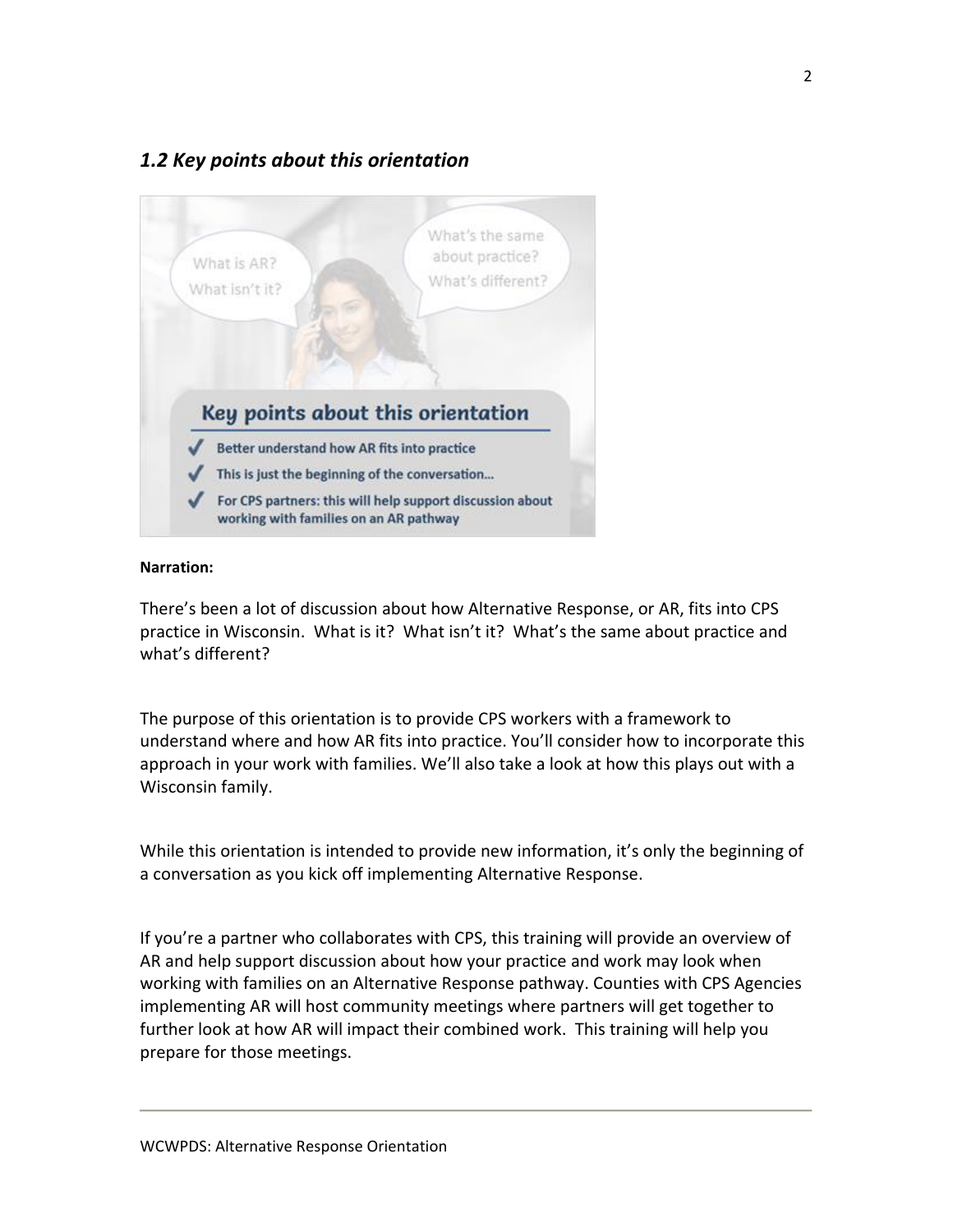## *1.2 Key points about this orientation*

What is AR?
What isn't it?

What's the same about practice?
What's different?

**Key points about this orientation**

- Better understand how AR fits into practice
- This is just the beginning of the conversation...
- For CPS partners: this will help support discussion about working with families on an AR pathway

**Narration:**

There's been a lot of discussion about how Alternative Response, or AR, fits into CPS practice in Wisconsin. What is it? What isn't it? What's the same about practice and what's different?

The purpose of this orientation is to provide CPS workers with a framework to understand where and how AR fits into practice. You'll consider how to incorporate this approach in your work with families. We'll also take a look at how this plays out with a Wisconsin family.

While this orientation is intended to provide new information, it's only the beginning of a conversation as you kick off implementing Alternative Response.

If you're a partner who collaborates with CPS, this training will provide an overview of AR and help support discussion about how your practice and work may look when working with families on an Alternative Response pathway. Counties with CPS Agencies implementing AR will host community meetings where partners will get together to further look at how AR will impact their combined work. This training will help you prepare for those meetings.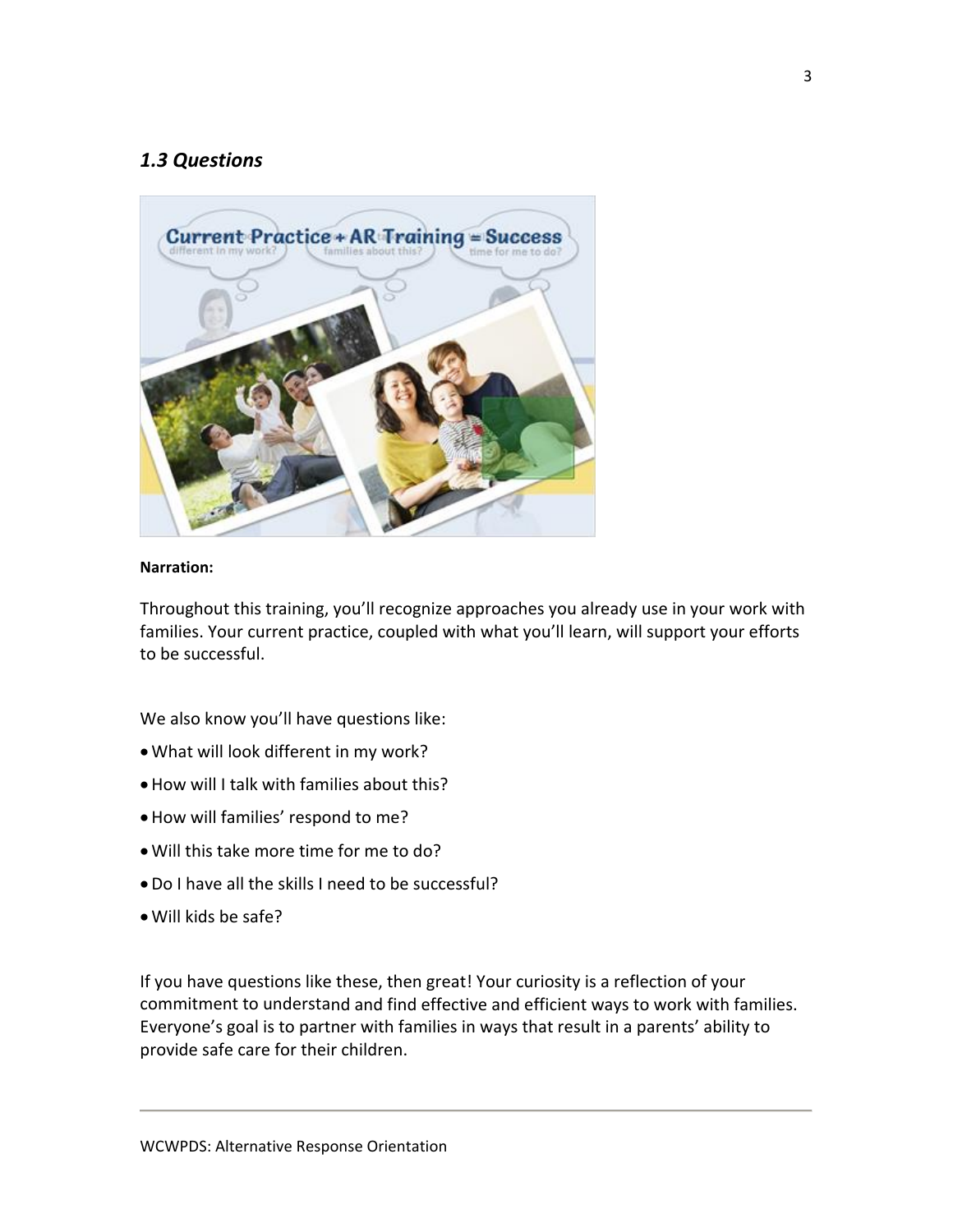### *1.3 Questions*

**Narration:**

Throughout this training, you'll recognize approaches you already use in your work with families. Your current practice, coupled with what you'll learn, will support your efforts to be successful.

We also know you'll have questions like:

- What will look different in my work?
- How will I talk with families about this?
- How will families' respond to me?
- Will this take more time for me to do?
- Do I have all the skills I need to be successful?
- Will kids be safe?

If you have questions like these, then great! Your curiosity is a reflection of your commitment to understand and find effective and efficient ways to work with families. Everyone's goal is to partner with families in ways that result in a parents' ability to provide safe care for their children.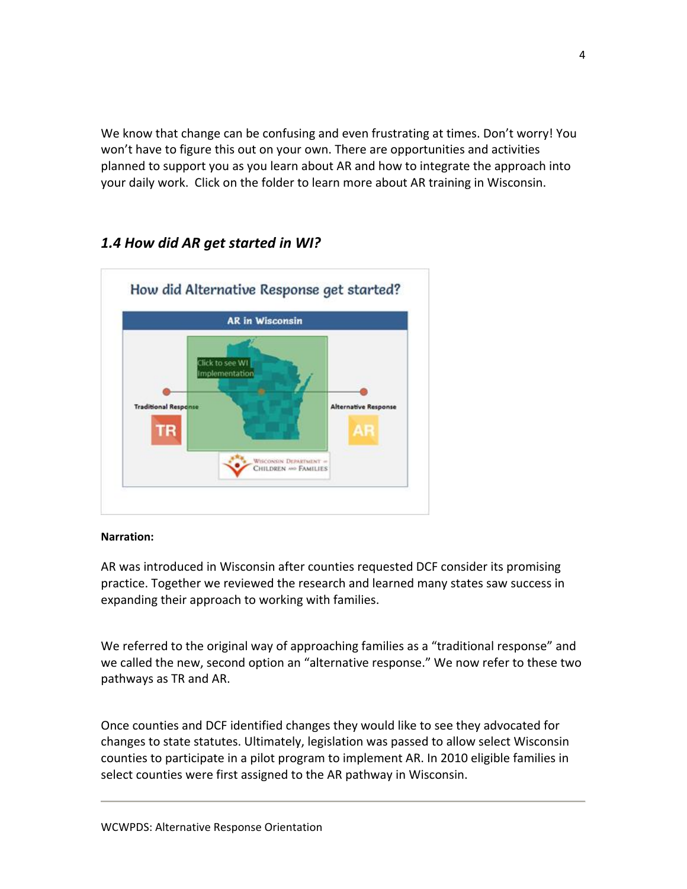We know that change can be confusing and even frustrating at times. Don't worry! You won't have to figure this out on your own. There are opportunities and activities planned to support you as you learn about AR and how to integrate the approach into your daily work. Click on the folder to learn more about AR training in Wisconsin.

## *1.4 How did AR get started in WI?*

**Narration:**

AR was introduced in Wisconsin after counties requested DCF consider its promising practice. Together we reviewed the research and learned many states saw success in expanding their approach to working with families.

We referred to the original way of approaching families as a "traditional response" and we called the new, second option an "alternative response." We now refer to these two pathways as TR and AR.

Once counties and DCF identified changes they would like to see they advocated for changes to state statutes. Ultimately, legislation was passed to allow select Wisconsin counties to participate in a pilot program to implement AR. In 2010 eligible families in select counties were first assigned to the AR pathway in Wisconsin.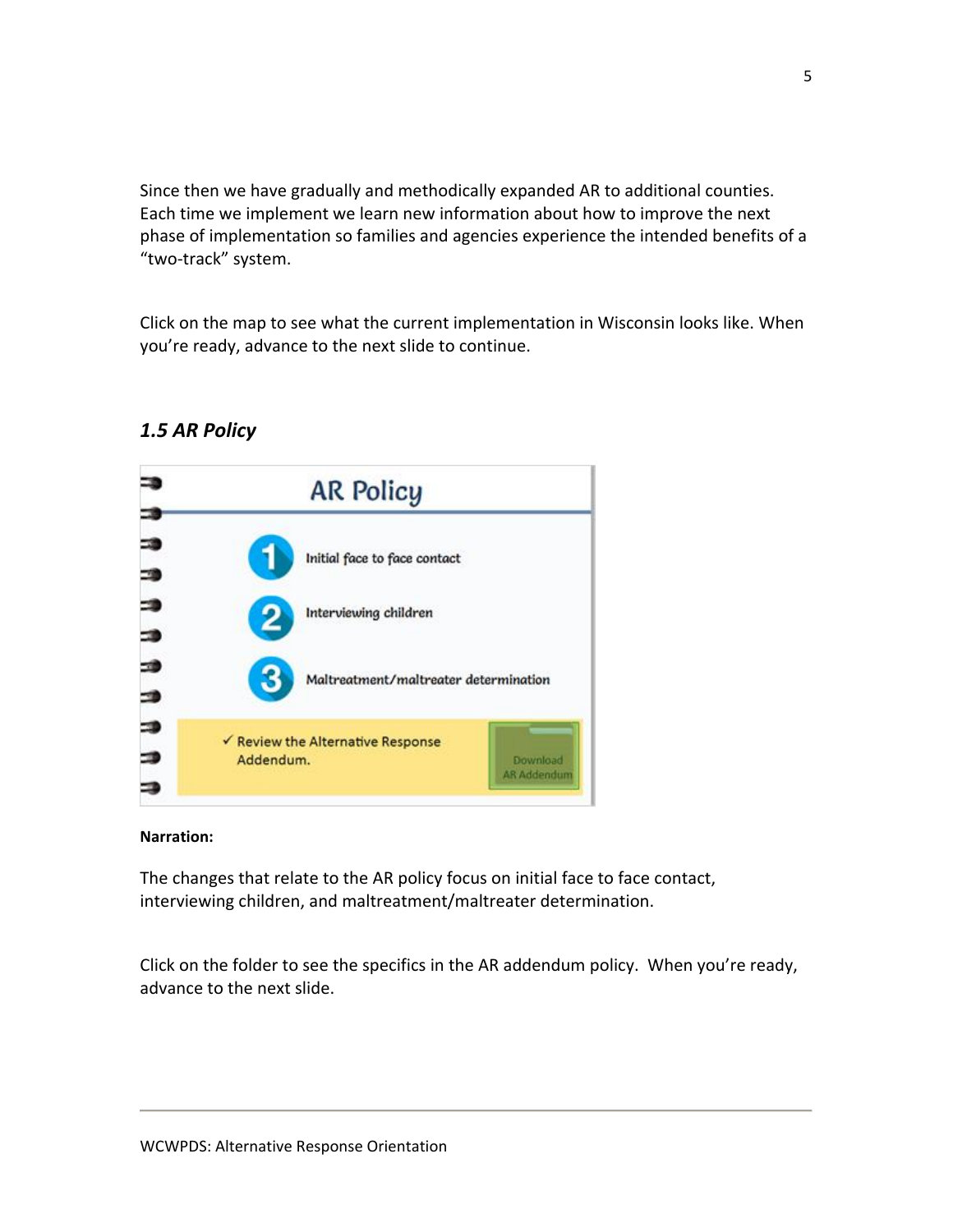Since then we have gradually and methodically expanded AR to additional counties. Each time we implement we learn new information about how to improve the next phase of implementation so families and agencies experience the intended benefits of a “two-track” system.

Click on the map to see what the current implementation in Wisconsin looks like. When you’re ready, advance to the next slide to continue.

### *1.5 AR Policy*

AR Policy

1. Initial face to face contact
2. Interviewing children
3. Maltreatment/maltreater determination

✓ Review the Alternative Response Addendum.

Download AR Addendum

**Narration:**

The changes that relate to the AR policy focus on initial face to face contact, interviewing children, and maltreatment/maltreater determination.

Click on the folder to see the specifics in the AR addendum policy. When you’re ready, advance to the next slide.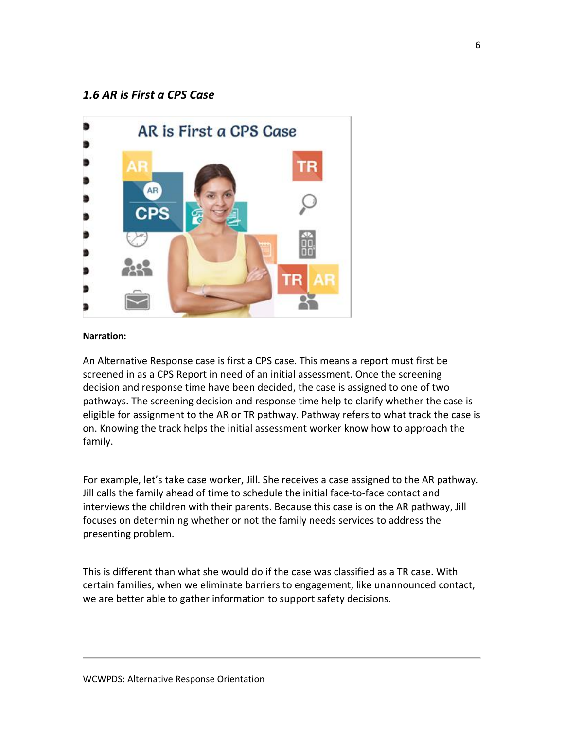### *1.6 AR is First a CPS Case*

**Narration:**

An Alternative Response case is first a CPS case. This means a report must first be screened in as a CPS Report in need of an initial assessment. Once the screening decision and response time have been decided, the case is assigned to one of two pathways. The screening decision and response time help to clarify whether the case is eligible for assignment to the AR or TR pathway. Pathway refers to what track the case is on. Knowing the track helps the initial assessment worker know how to approach the family.

For example, let's take case worker, Jill. She receives a case assigned to the AR pathway. Jill calls the family ahead of time to schedule the initial face-to-face contact and interviews the children with their parents. Because this case is on the AR pathway, Jill focuses on determining whether or not the family needs services to address the presenting problem.

This is different than what she would do if the case was classified as a TR case. With certain families, when we eliminate barriers to engagement, like unannounced contact, we are better able to gather information to support safety decisions.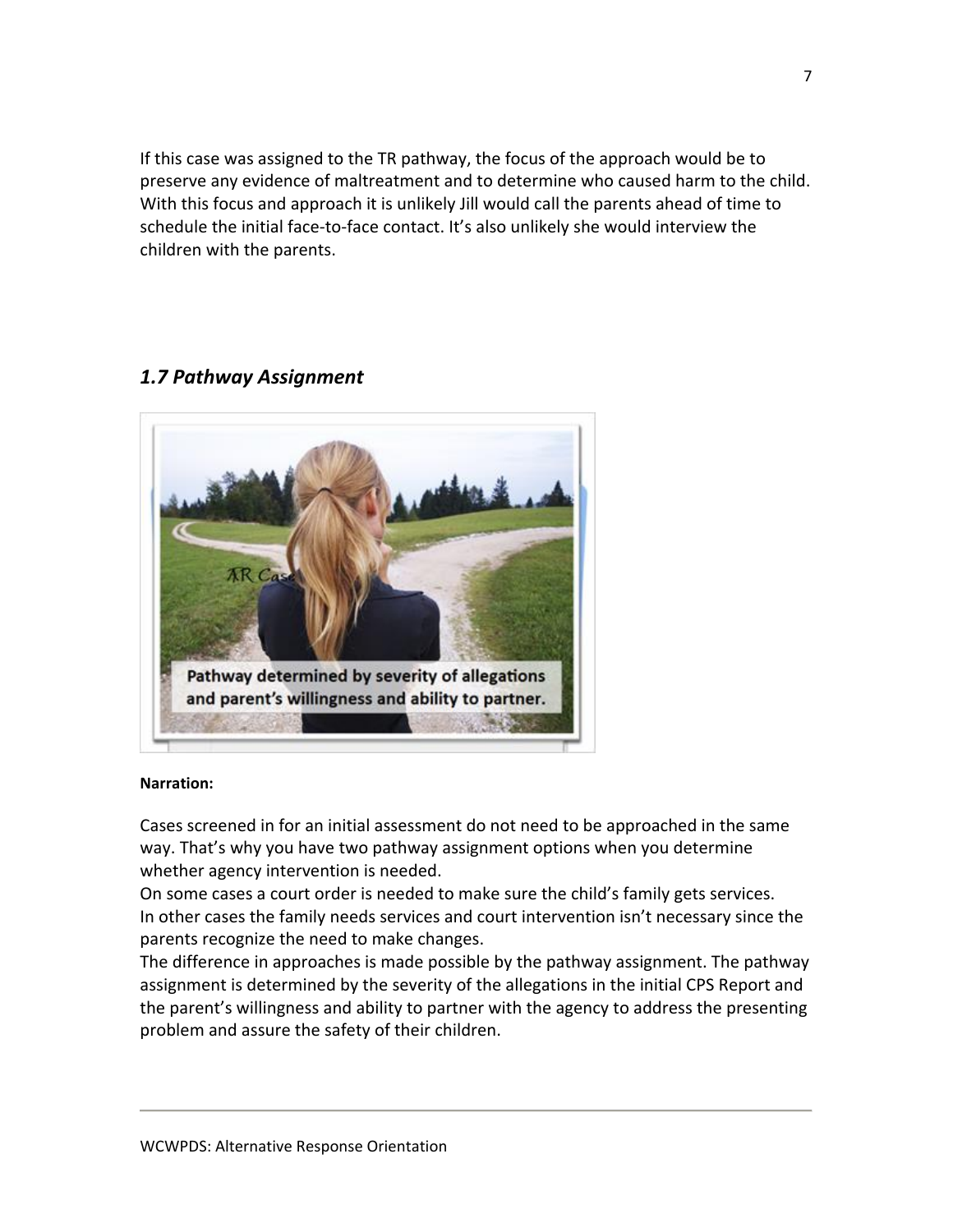If this case was assigned to the TR pathway, the focus of the approach would be to preserve any evidence of maltreatment and to determine who caused harm to the child. With this focus and approach it is unlikely Jill would call the parents ahead of time to schedule the initial face-to-face contact. It's also unlikely she would interview the children with the parents.

## *1.7 Pathway Assignment*

AR Case

Pathway determined by severity of allegations and parent's willingness and ability to partner.

**Narration:**

Cases screened in for an initial assessment do not need to be approached in the same way. That's why you have two pathway assignment options when you determine whether agency intervention is needed.

On some cases a court order is needed to make sure the child's family gets services.

In other cases the family needs services and court intervention isn't necessary since the parents recognize the need to make changes.

The difference in approaches is made possible by the pathway assignment. The pathway assignment is determined by the severity of the allegations in the initial CPS Report and the parent's willingness and ability to partner with the agency to address the presenting problem and assure the safety of their children.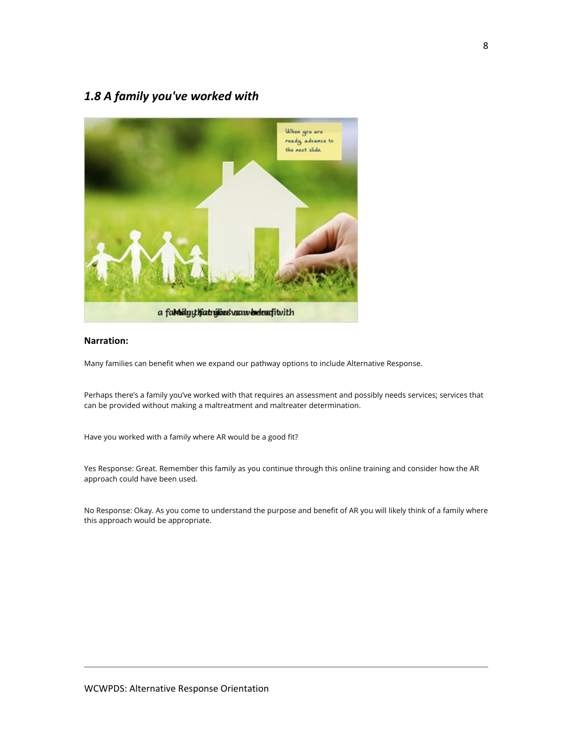## *1.8 A family you've worked with*

**Narration:**

Many families can benefit when we expand our pathway options to include Alternative Response.

Perhaps there's a family you've worked with that requires an assessment and possibly needs services; services that can be provided without making a maltreatment and maltreater determination.

Have you worked with a family where AR would be a good fit?

Yes Response: Great. Remember this family as you continue through this online training and consider how the AR approach could have been used.

No Response: Okay. As you come to understand the purpose and benefit of AR you will likely think of a family where this approach would be appropriate.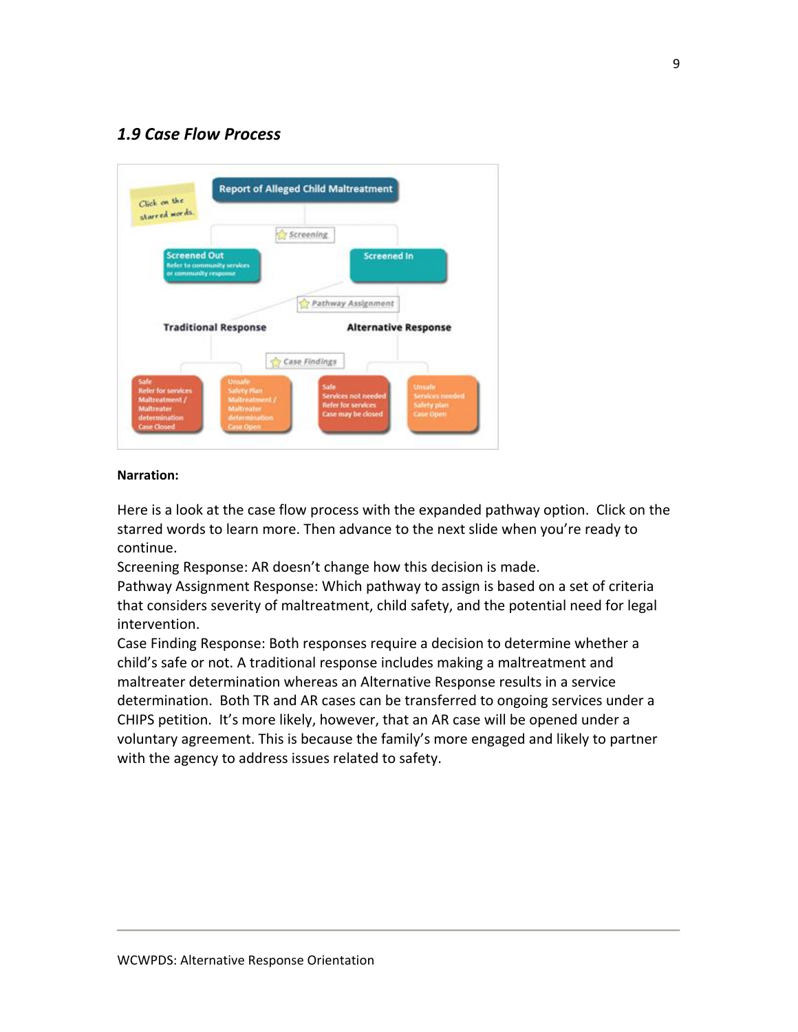## *1.9 Case Flow Process*

Click on the starred words.

Report of Alleged Child Maltreatment

Screening

Screened Out
Refer to community services or community response

Screened In

Pathway Assignment

Traditional Response

Alternative Response

Case Findings

Safe
Refer for services
Maltreatment / Maltreater determination
Case Closed

Unsafe
Safety Plan
Maltreatment / Maltreater determination
Case Open

Safe
Services not needed
Refer for services
Case may be closed

Unsafe
Services needed
Safety plan
Case Open

**Narration:**

Here is a look at the case flow process with the expanded pathway option. Click on the starred words to learn more. Then advance to the next slide when you're ready to continue.

Screening Response: AR doesn't change how this decision is made.

Pathway Assignment Response: Which pathway to assign is based on a set of criteria that considers severity of maltreatment, child safety, and the potential need for legal intervention.

Case Finding Response: Both responses require a decision to determine whether a child's safe or not. A traditional response includes making a maltreatment and maltreater determination whereas an Alternative Response results in a service determination. Both TR and AR cases can be transferred to ongoing services under a CHIPS petition. It's more likely, however, that an AR case will be opened under a voluntary agreement. This is because the family's more engaged and likely to partner with the agency to address issues related to safety.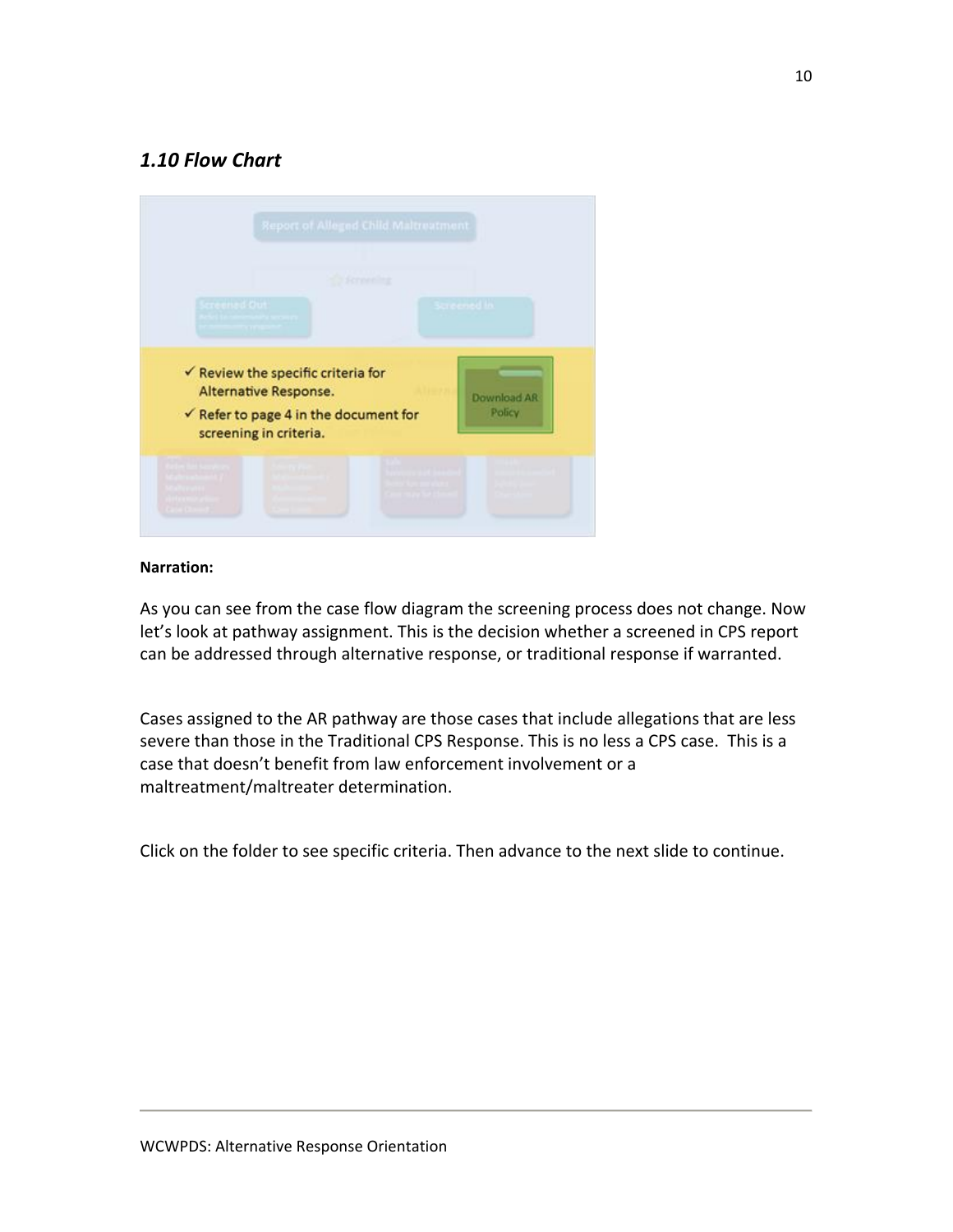### *1.10 Flow Chart*

- ✓ Review the specific criteria for Alternative Response.
- ✓ Refer to page 4 in the document for screening in criteria.

Download AR Policy

**Narration:**

As you can see from the case flow diagram the screening process does not change. Now let's look at pathway assignment. This is the decision whether a screened in CPS report can be addressed through alternative response, or traditional response if warranted.

Cases assigned to the AR pathway are those cases that include allegations that are less severe than those in the Traditional CPS Response. This is no less a CPS case. This is a case that doesn't benefit from law enforcement involvement or a maltreatment/maltreater determination.

Click on the folder to see specific criteria. Then advance to the next slide to continue.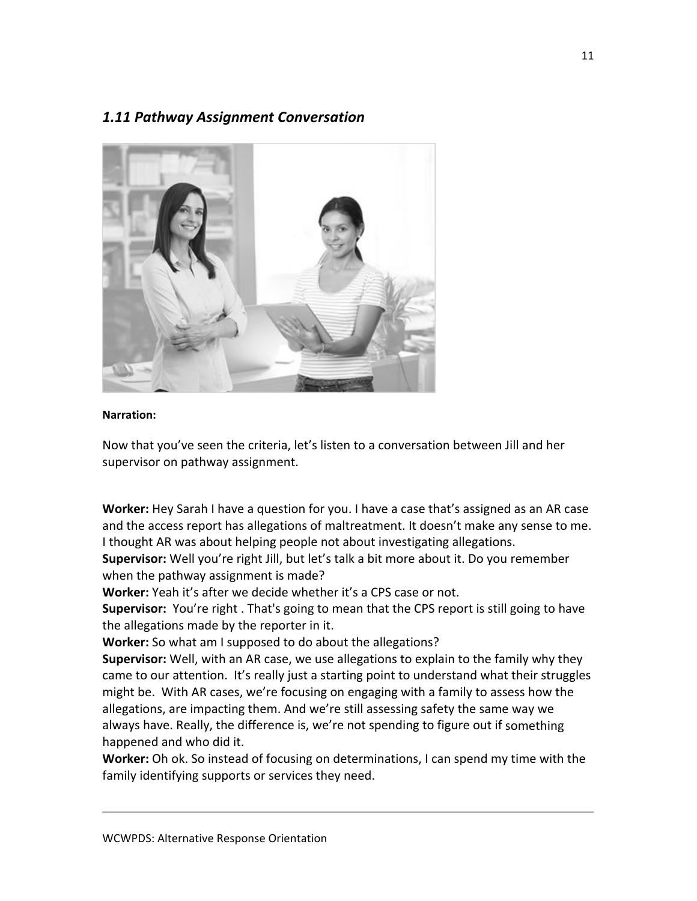## *1.11 Pathway Assignment Conversation*

**Narration:**

Now that you've seen the criteria, let's listen to a conversation between Jill and her supervisor on pathway assignment.

**Worker:** Hey Sarah I have a question for you. I have a case that's assigned as an AR case and the access report has allegations of maltreatment. It doesn't make any sense to me. I thought AR was about helping people not about investigating allegations.
**Supervisor:** Well you're right Jill, but let's talk a bit more about it. Do you remember when the pathway assignment is made?
**Worker:** Yeah it's after we decide whether it's a CPS case or not.
**Supervisor:** You're right . That's going to mean that the CPS report is still going to have the allegations made by the reporter in it.
**Worker:** So what am I supposed to do about the allegations?
**Supervisor:** Well, with an AR case, we use allegations to explain to the family why they came to our attention. It's really just a starting point to understand what their struggles might be. With AR cases, we're focusing on engaging with a family to assess how the allegations, are impacting them. And we're still assessing safety the same way we always have. Really, the difference is, we're not spending to figure out if something happened and who did it.
**Worker:** Oh ok. So instead of focusing on determinations, I can spend my time with the family identifying supports or services they need.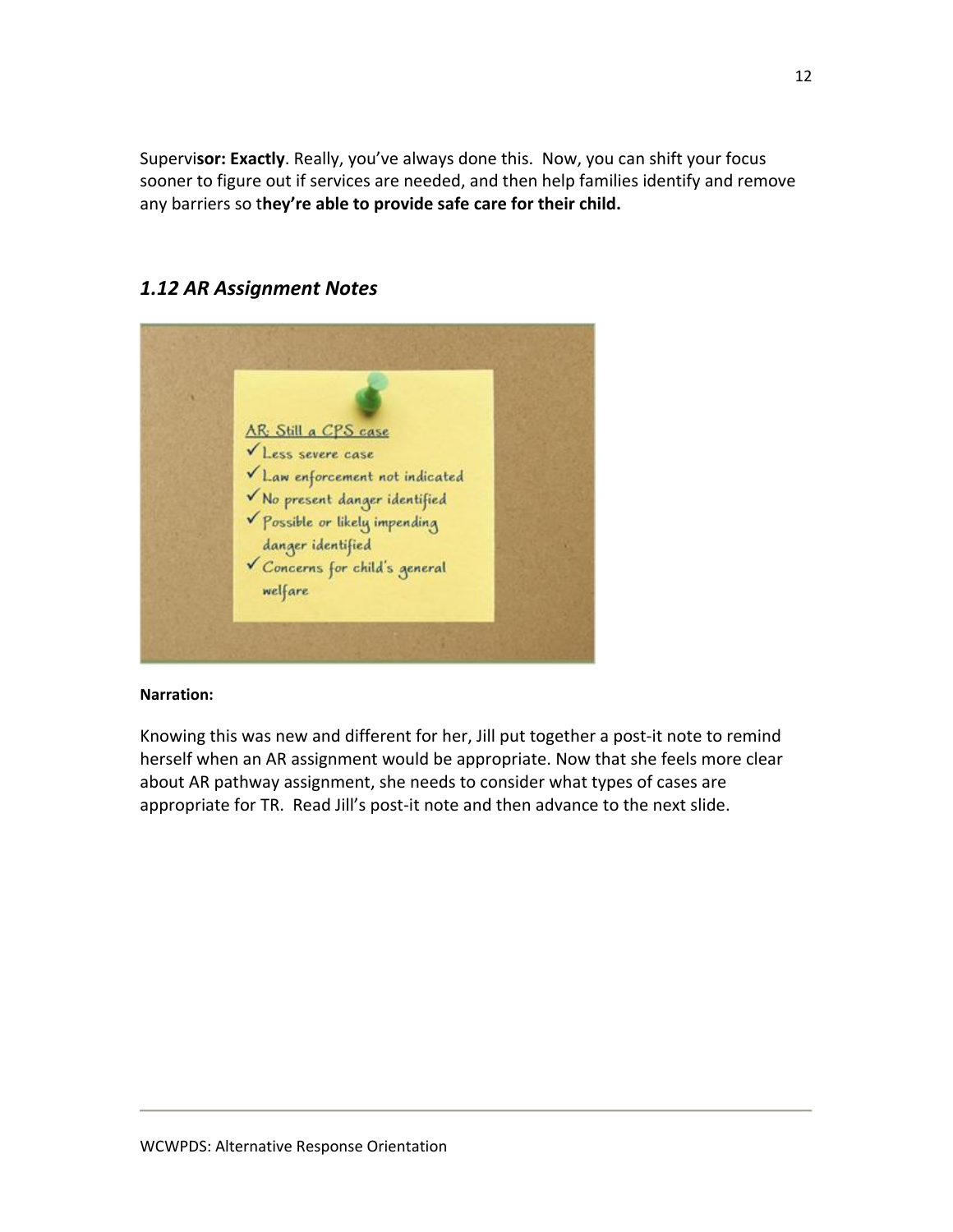**Supervisor: Exactly**. Really, you've always done this. Now, you can shift your focus sooner to figure out if services are needed, and then help families identify and remove any barriers so **they're able to provide safe care for their child.**

## *1.12 AR Assignment Notes*

AR: Still a CPS case

- ✓ Less severe case
- ✓ Law enforcement not indicated
- ✓ No present danger identified
- ✓ Possible or likely impending danger identified
- ✓ Concerns for child's general welfare

**Narration:**

Knowing this was new and different for her, Jill put together a post-it note to remind herself when an AR assignment would be appropriate. Now that she feels more clear about AR pathway assignment, she needs to consider what types of cases are appropriate for TR. Read Jill's post-it note and then advance to the next slide.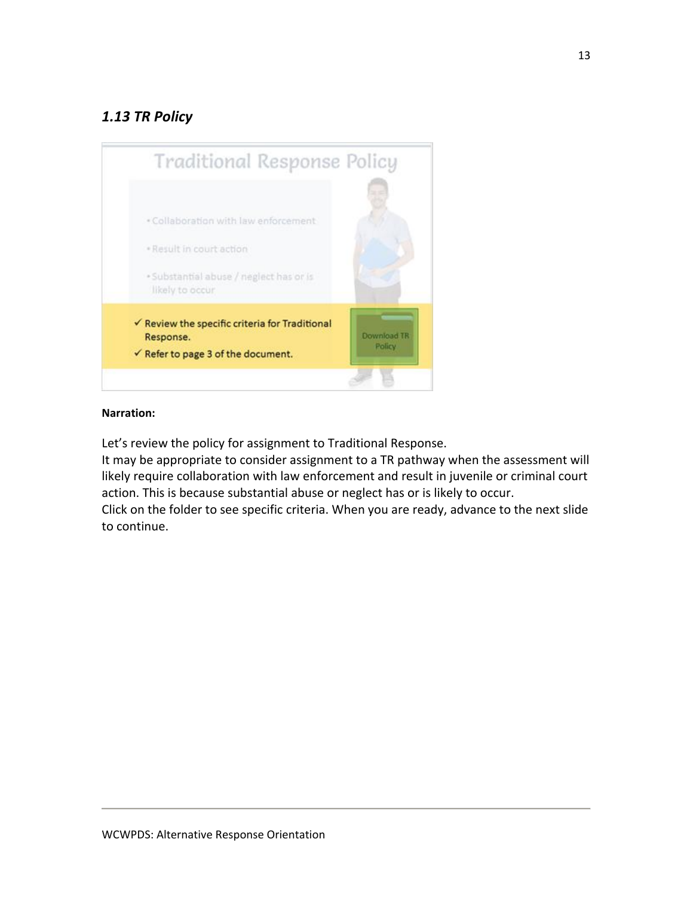## *1.13 TR Policy*

**Traditional Response Policy**

- Collaboration with law enforcement
- Result in court action
- Substantial abuse / neglect has or is likely to occur

✓ Review the specific criteria for Traditional Response.
✓ Refer to page 3 of the document.

Download TR Policy

**Narration:**

Let's review the policy for assignment to Traditional Response.
It may be appropriate to consider assignment to a TR pathway when the assessment will likely require collaboration with law enforcement and result in juvenile or criminal court action. This is because substantial abuse or neglect has or is likely to occur.
Click on the folder to see specific criteria. When you are ready, advance to the next slide to continue.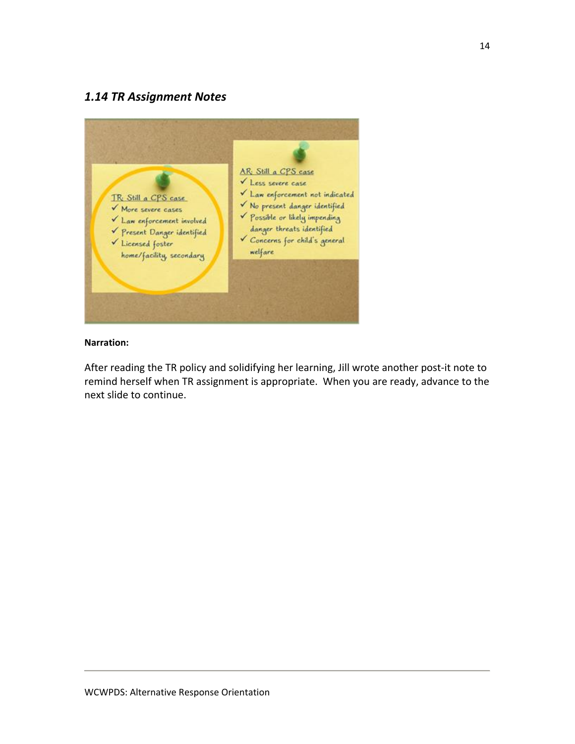## *1.14 TR Assignment Notes*

TR: Still a CPS case
- ✓ More severe cases
- ✓ Law enforcement involved
- ✓ Present Danger identified
- ✓ Licensed foster home/facility, secondary

AR: Still a CPS case
- ✓ Less severe case
- ✓ Law enforcement not indicated
- ✓ No present danger identified
- ✓ Possible or likely impending danger threats identified
- ✓ Concerns for child's general welfare

**Narration:**

After reading the TR policy and solidifying her learning, Jill wrote another post-it note to remind herself when TR assignment is appropriate. When you are ready, advance to the next slide to continue.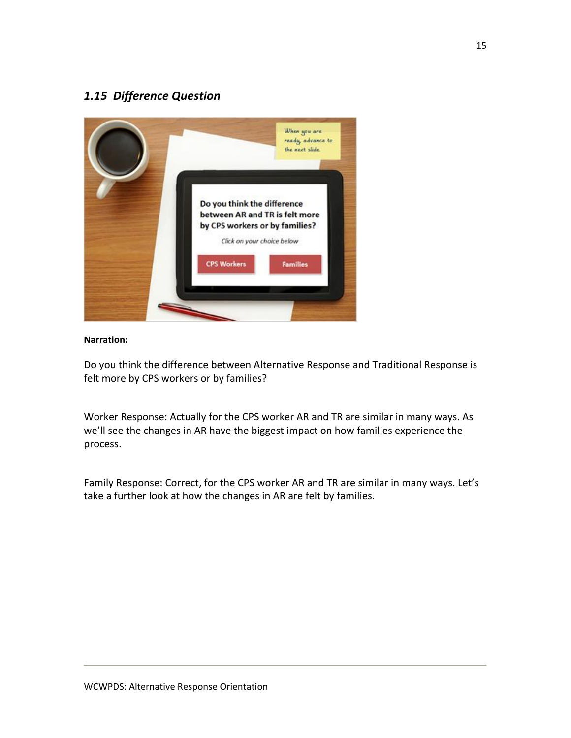## *1.15 Difference Question*

**Narration:**

Do you think the difference between Alternative Response and Traditional Response is felt more by CPS workers or by families?

Worker Response: Actually for the CPS worker AR and TR are similar in many ways. As we'll see the changes in AR have the biggest impact on how families experience the process.

Family Response: Correct, for the CPS worker AR and TR are similar in many ways. Let's take a further look at how the changes in AR are felt by families.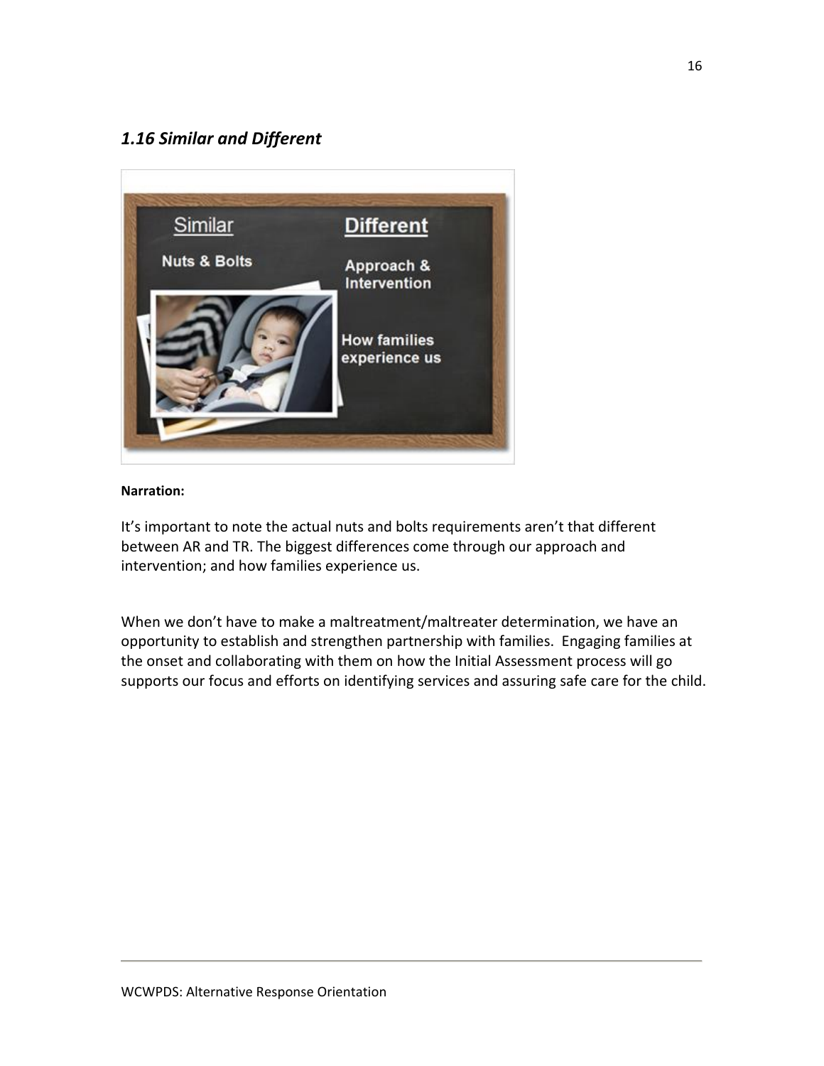## *1.16 Similar and Different*

Similar

Nuts & Bolts

Different

Approach & Intervention

How families experience us

**Narration:**

It's important to note the actual nuts and bolts requirements aren't that different between AR and TR. The biggest differences come through our approach and intervention; and how families experience us.

When we don't have to make a maltreatment/maltreater determination, we have an opportunity to establish and strengthen partnership with families. Engaging families at the onset and collaborating with them on how the Initial Assessment process will go supports our focus and efforts on identifying services and assuring safe care for the child.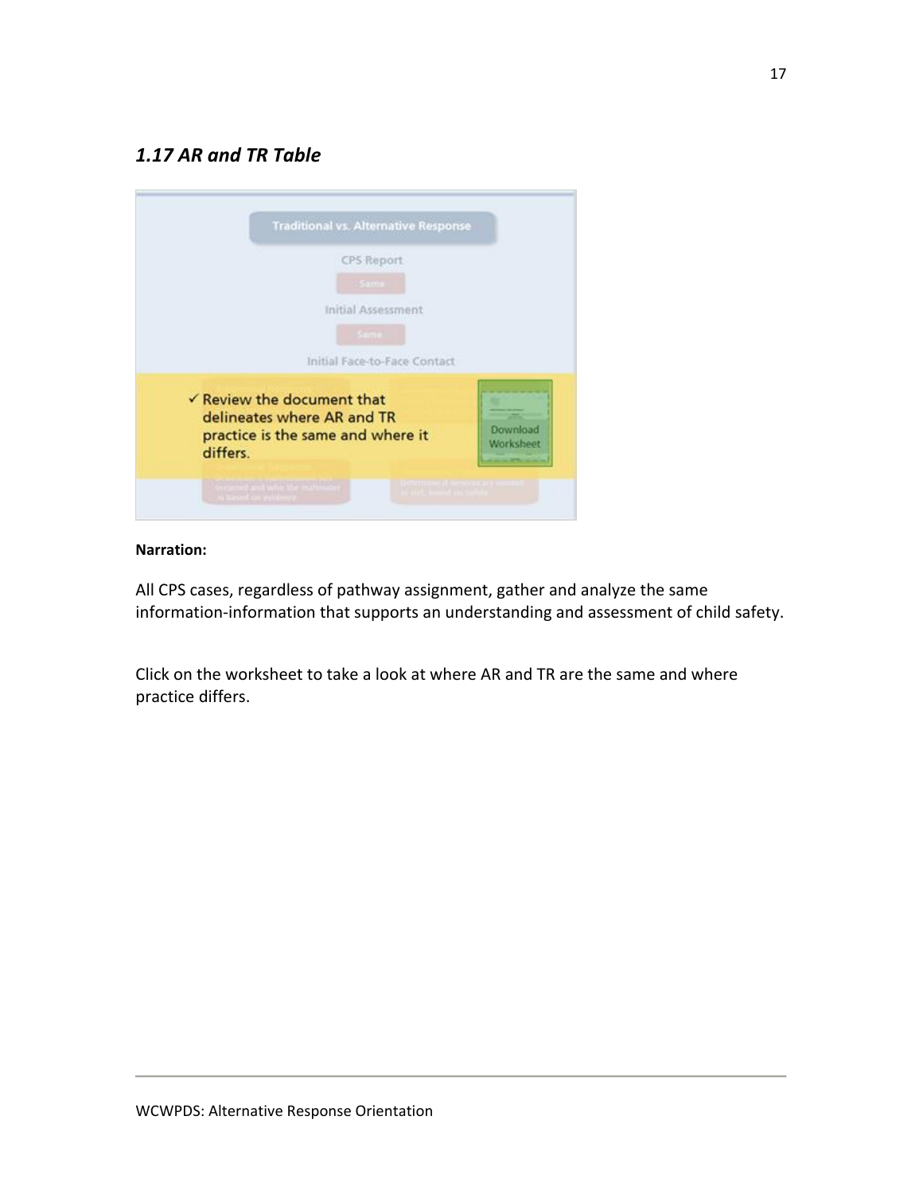## *1.17 AR and TR Table*

Traditional vs. Alternative Response

CPS Report

Same

Initial Assessment

Same

Initial Face-to-Face Contact

✓ Review the document that delineates where AR and TR practice is the same and where it differs.

Download Worksheet

**Narration:**

All CPS cases, regardless of pathway assignment, gather and analyze the same information-information that supports an understanding and assessment of child safety.

Click on the worksheet to take a look at where AR and TR are the same and where practice differs.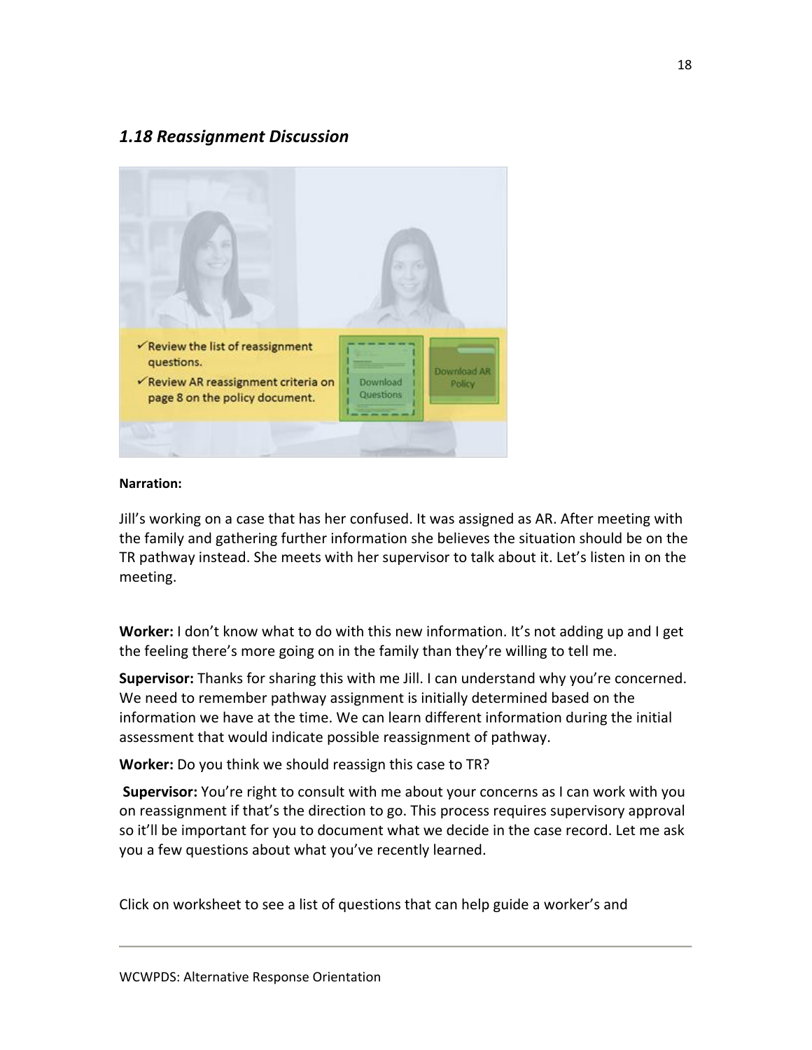## *1.18 Reassignment Discussion*

✓ Review the list of reassignment questions.

✓ Review AR reassignment criteria on page 8 on the policy document.

Download Questions

Download AR Policy

**Narration:**

Jill's working on a case that has her confused. It was assigned as AR. After meeting with the family and gathering further information she believes the situation should be on the TR pathway instead. She meets with her supervisor to talk about it. Let's listen in on the meeting.

**Worker:** I don't know what to do with this new information. It's not adding up and I get the feeling there's more going on in the family than they're willing to tell me.

**Supervisor:** Thanks for sharing this with me Jill. I can understand why you're concerned. We need to remember pathway assignment is initially determined based on the information we have at the time. We can learn different information during the initial assessment that would indicate possible reassignment of pathway.

**Worker:** Do you think we should reassign this case to TR?

**Supervisor:** You're right to consult with me about your concerns as I can work with you on reassignment if that's the direction to go. This process requires supervisory approval so it'll be important for you to document what we decide in the case record. Let me ask you a few questions about what you've recently learned.

Click on worksheet to see a list of questions that can help guide a worker's and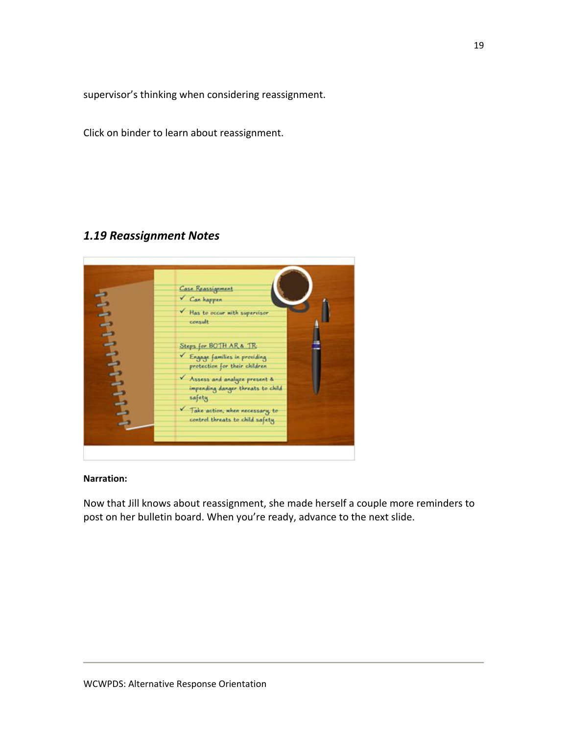supervisor's thinking when considering reassignment.

Click on binder to learn about reassignment.

### *1.19 Reassignment Notes*

Case Reassignment

✓ Can happen

✓ Has to occur with supervisor consult

Steps for BOTH AR & TR

✓ Engage families in providing protection for their children

✓ Assess and analyze present & impending danger threats to child safety

✓ Take action, when necessary, to control threats to child safety

**Narration:**

Now that Jill knows about reassignment, she made herself a couple more reminders to post on her bulletin board. When you're ready, advance to the next slide.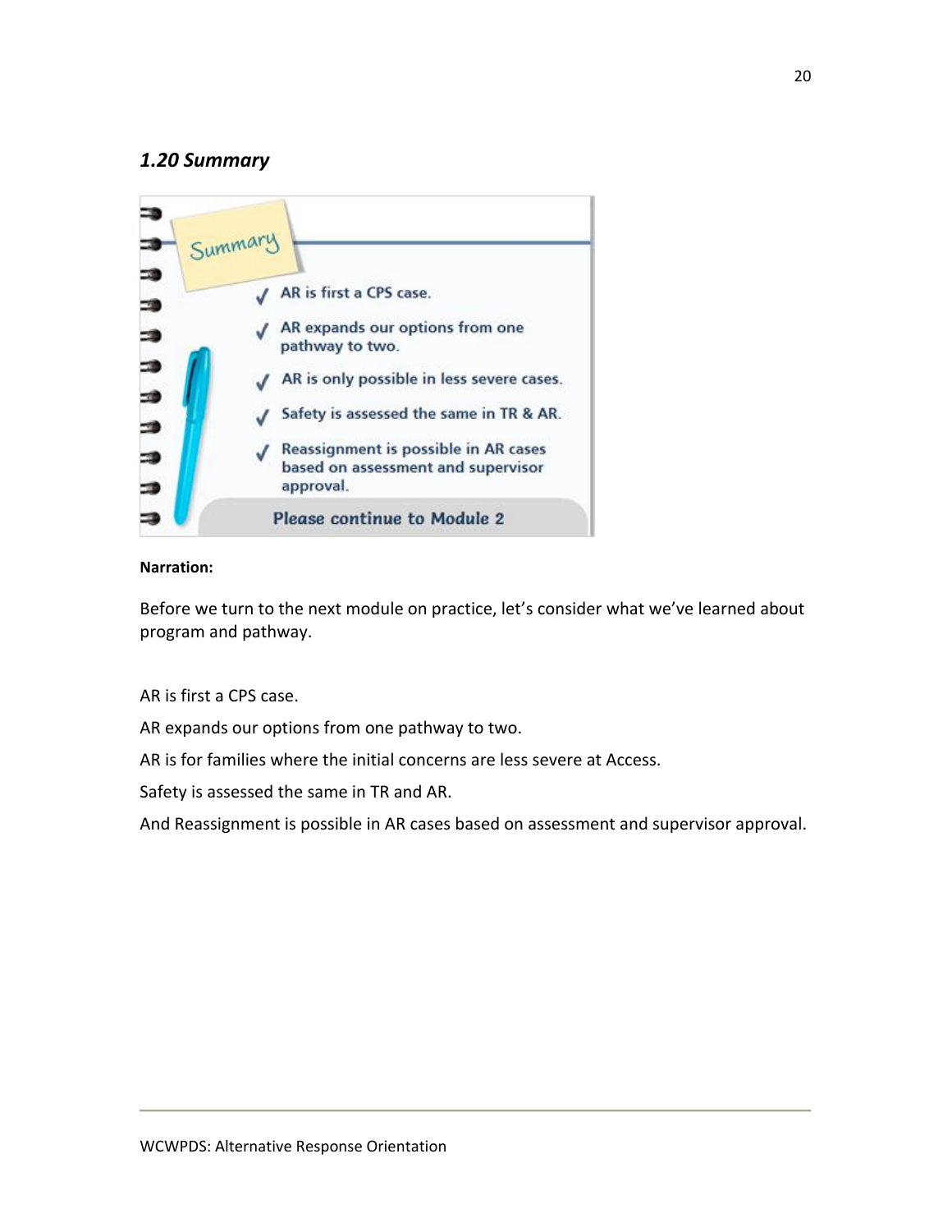### *1.20 Summary*

Summary

- AR is first a CPS case.
- AR expands our options from one pathway to two.
- AR is only possible in less severe cases.
- Safety is assessed the same in TR & AR.
- Reassignment is possible in AR cases based on assessment and supervisor approval.

Please continue to Module 2

**Narration:**

Before we turn to the next module on practice, let's consider what we've learned about program and pathway.

AR is first a CPS case.

AR expands our options from one pathway to two.

AR is for families where the initial concerns are less severe at Access.

Safety is assessed the same in TR and AR.

And Reassignment is possible in AR cases based on assessment and supervisor approval.